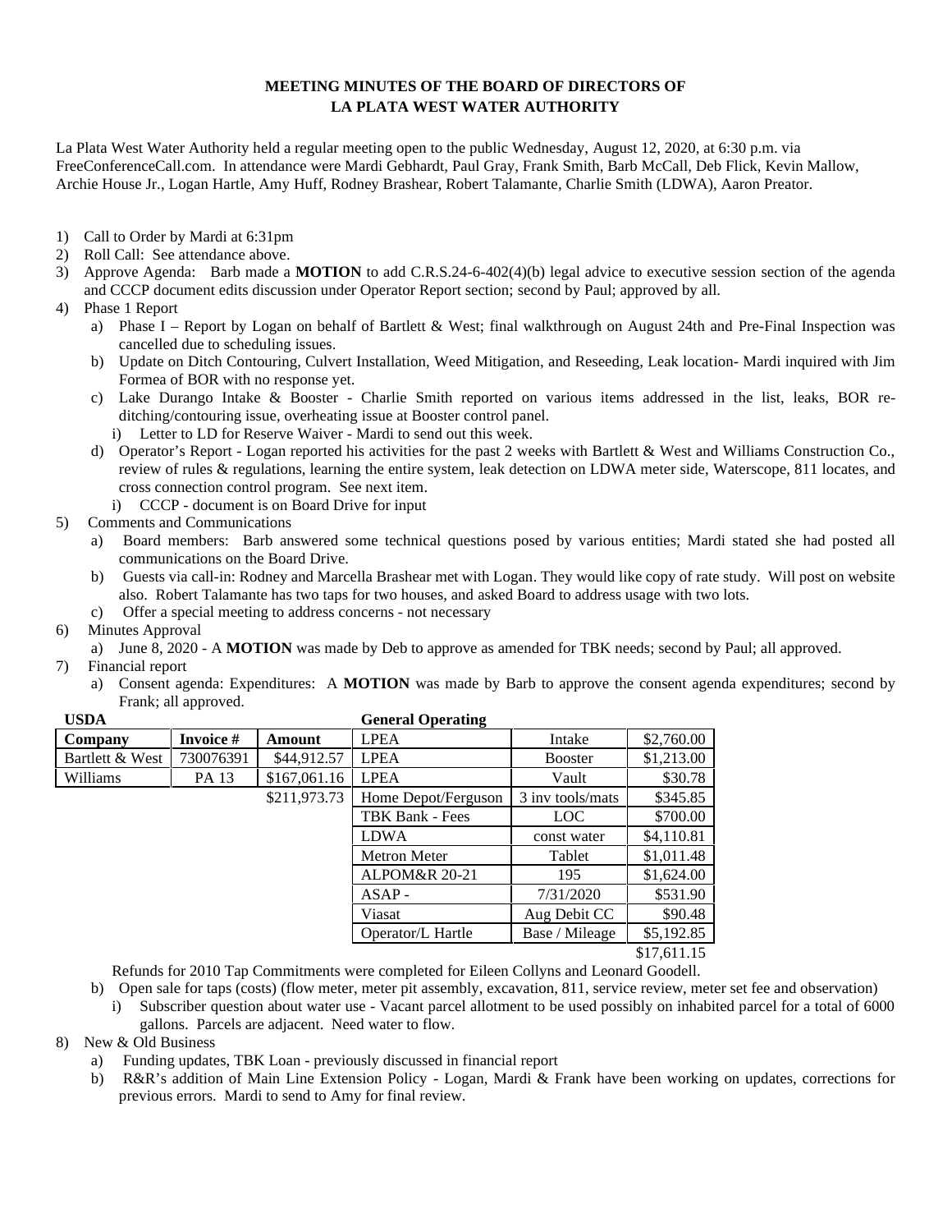**MEETING MINUTES OF THE BOARD OF DIRECTORS OF**
**LA PLATA WEST WATER AUTHORITY**

La Plata West Water Authority held a regular meeting open to the public Wednesday, August 12, 2020, at 6:30 p.m. via FreeConferenceCall.com. In attendance were Mardi Gebhardt, Paul Gray, Frank Smith, Barb McCall, Deb Flick, Kevin Mallow, Archie House Jr., Logan Hartle, Amy Huff, Rodney Brashear, Robert Talamante, Charlie Smith (LDWA), Aaron Preator.

1) Call to Order by Mardi at 6:31pm
2) Roll Call: See attendance above.
3) Approve Agenda: Barb made a **MOTION** to add C.R.S.24-6-402(4)(b) legal advice to executive session section of the agenda and CCCP document edits discussion under Operator Report section; second by Paul; approved by all.
4) Phase 1 Report
   a) Phase I – Report by Logan on behalf of Bartlett & West; final walkthrough on August 24th and Pre-Final Inspection was cancelled due to scheduling issues.
   b) Update on Ditch Contouring, Culvert Installation, Weed Mitigation, and Reseeding, Leak location- Mardi inquired with Jim Formea of BOR with no response yet.
   c) Lake Durango Intake & Booster - Charlie Smith reported on various items addressed in the list, leaks, BOR re-ditching/contouring issue, overheating issue at Booster control panel.
      i) Letter to LD for Reserve Waiver - Mardi to send out this week.
   d) Operator's Report - Logan reported his activities for the past 2 weeks with Bartlett & West and Williams Construction Co., review of rules & regulations, learning the entire system, leak detection on LDWA meter side, Waterscope, 811 locates, and cross connection control program. See next item.
      i) CCCP - document is on Board Drive for input
5) Comments and Communications
   a) Board members: Barb answered some technical questions posed by various entities; Mardi stated she had posted all communications on the Board Drive.
   b) Guests via call-in: Rodney and Marcella Brashear met with Logan. They would like copy of rate study. Will post on website also. Robert Talamante has two taps for two houses, and asked Board to address usage with two lots.
   c) Offer a special meeting to address concerns - not necessary
6) Minutes Approval
   a) June 8, 2020 - A **MOTION** was made by Deb to approve as amended for TBK needs; second by Paul; all approved.
7) Financial report
   a) Consent agenda: Expenditures: A **MOTION** was made by Barb to approve the consent agenda expenditures; second by Frank; all approved.

**USDA**

| Company | Invoice # | Amount |
|---|---|---|
| Bartlett & West | 730076391 | $44,912.57 |
| Williams | PA 13 | $167,061.16 |
| | | $211,973.73 |

**General Operating**

| | | |
|---|---|---|
| LPEA | Intake | $2,760.00 |
| LPEA | Booster | $1,213.00 |
| LPEA | Vault | $30.78 |
| Home Depot/Ferguson | 3 inv tools/mats | $345.85 |
| TBK Bank - Fees | LOC | $700.00 |
| LDWA | const water | $4,110.81 |
| Metron Meter | Tablet | $1,011.48 |
| ALPOM&R 20-21 | 195 | $1,624.00 |
| ASAP - | 7/31/2020 | $531.90 |
| Viasat | Aug Debit CC | $90.48 |
| Operator/L Hartle | Base / Mileage | $5,192.85 |
| | | $17,611.15 |

Refunds for 2010 Tap Commitments were completed for Eileen Collyns and Leonard Goodell.

   b) Open sale for taps (costs) (flow meter, meter pit assembly, excavation, 811, service review, meter set fee and observation)
      i) Subscriber question about water use - Vacant parcel allotment to be used possibly on inhabited parcel for a total of 6000 gallons. Parcels are adjacent. Need water to flow.
8) New & Old Business
   a) Funding updates, TBK Loan - previously discussed in financial report
   b) R&R's addition of Main Line Extension Policy - Logan, Mardi & Frank have been working on updates, corrections for previous errors. Mardi to send to Amy for final review.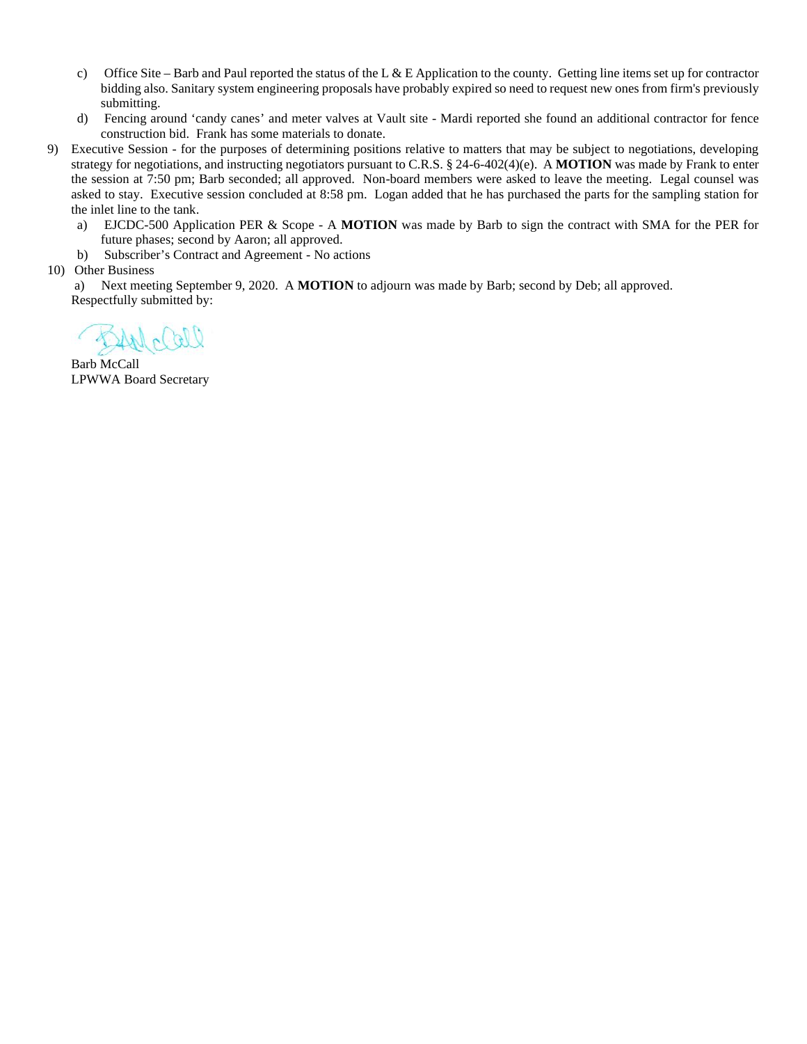c) Office Site – Barb and Paul reported the status of the L & E Application to the county. Getting line items set up for contractor bidding also. Sanitary system engineering proposals have probably expired so need to request new ones from firm's previously submitting.

d) Fencing around 'candy canes' and meter valves at Vault site - Mardi reported she found an additional contractor for fence construction bid. Frank has some materials to donate.

9) Executive Session - for the purposes of determining positions relative to matters that may be subject to negotiations, developing strategy for negotiations, and instructing negotiators pursuant to C.R.S. § 24-6-402(4)(e). A **MOTION** was made by Frank to enter the session at 7:50 pm; Barb seconded; all approved. Non-board members were asked to leave the meeting. Legal counsel was asked to stay. Executive session concluded at 8:58 pm. Logan added that he has purchased the parts for the sampling station for the inlet line to the tank.

   a) EJCDC-500 Application PER & Scope - A **MOTION** was made by Barb to sign the contract with SMA for the PER for future phases; second by Aaron; all approved.

   b) Subscriber's Contract and Agreement - No actions

10) Other Business

   a) Next meeting September 9, 2020. A **MOTION** to adjourn was made by Barb; second by Deb; all approved.

Respectfully submitted by:

Barb McCall
LPWWA Board Secretary